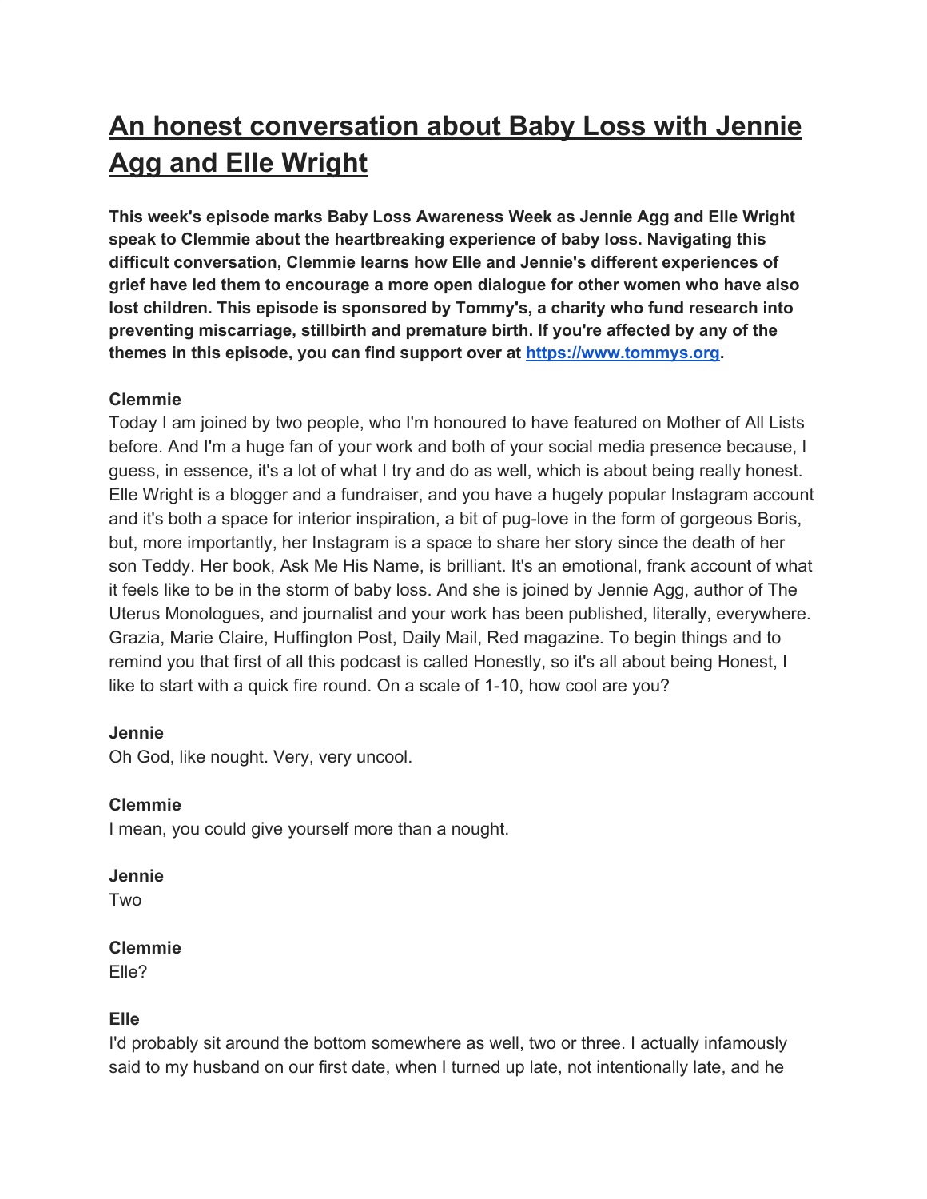# [An honest conversation about Baby Loss with Jennie Agg and Elle Wright](#)

**This week's episode marks Baby Loss Awareness Week as Jennie Agg and Elle Wright speak to Clemmie about the heartbreaking experience of baby loss. Navigating this difficult conversation, Clemmie learns how Elle and Jennie's different experiences of grief have led them to encourage a more open dialogue for other women who have also lost children. This episode is sponsored by Tommy's, a charity who fund research into preventing miscarriage, stillbirth and premature birth. If you're affected by any of the themes in this episode, you can find support over at [https://www.tommys.org](https://www.tommys.org).**

**Clemmie**
Today I am joined by two people, who I'm honoured to have featured on Mother of All Lists before. And I'm a huge fan of your work and both of your social media presence because, I guess, in essence, it's a lot of what I try and do as well, which is about being really honest. Elle Wright is a blogger and a fundraiser, and you have a hugely popular Instagram account and it's both a space for interior inspiration, a bit of pug-love in the form of gorgeous Boris, but, more importantly, her Instagram is a space to share her story since the death of her son Teddy. Her book, Ask Me His Name, is brilliant. It's an emotional, frank account of what it feels like to be in the storm of baby loss. And she is joined by Jennie Agg, author of The Uterus Monologues, and journalist and your work has been published, literally, everywhere. Grazia, Marie Claire, Huffington Post, Daily Mail, Red magazine. To begin things and to remind you that first of all this podcast is called Honestly, so it's all about being Honest, I like to start with a quick fire round. On a scale of 1-10, how cool are you?

**Jennie**
Oh God, like nought. Very, very uncool.

**Clemmie**
I mean, you could give yourself more than a nought.

**Jennie**
Two

**Clemmie**
Elle?

**Elle**
I'd probably sit around the bottom somewhere as well, two or three. I actually infamously said to my husband on our first date, when I turned up late, not intentionally late, and he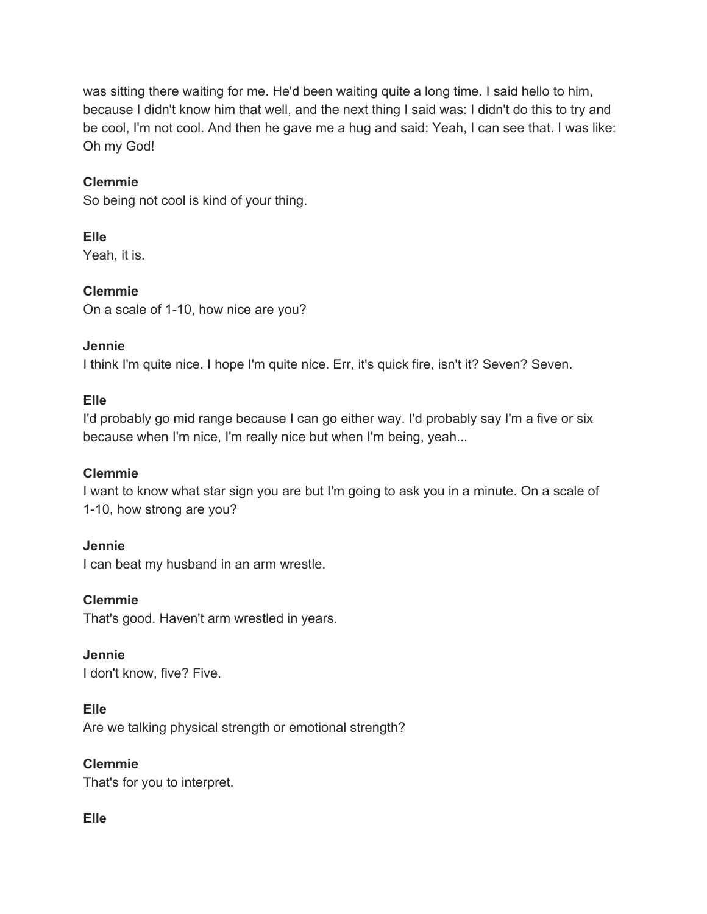was sitting there waiting for me. He'd been waiting quite a long time. I said hello to him, because I didn't know him that well, and the next thing I said was: I didn't do this to try and be cool, I'm not cool. And then he gave me a hug and said: Yeah, I can see that. I was like: Oh my God!

**Clemmie**
So being not cool is kind of your thing.

**Elle**
Yeah, it is.

**Clemmie**
On a scale of 1-10, how nice are you?

**Jennie**
I think I'm quite nice. I hope I'm quite nice. Err, it's quick fire, isn't it? Seven? Seven.

**Elle**
I'd probably go mid range because I can go either way. I'd probably say I'm a five or six because when I'm nice, I'm really nice but when I'm being, yeah...

**Clemmie**
I want to know what star sign you are but I'm going to ask you in a minute. On a scale of 1-10, how strong are you?

**Jennie**
I can beat my husband in an arm wrestle.

**Clemmie**
That's good. Haven't arm wrestled in years.

**Jennie**
I don't know, five? Five.

**Elle**
Are we talking physical strength or emotional strength?

**Clemmie**
That's for you to interpret.

**Elle**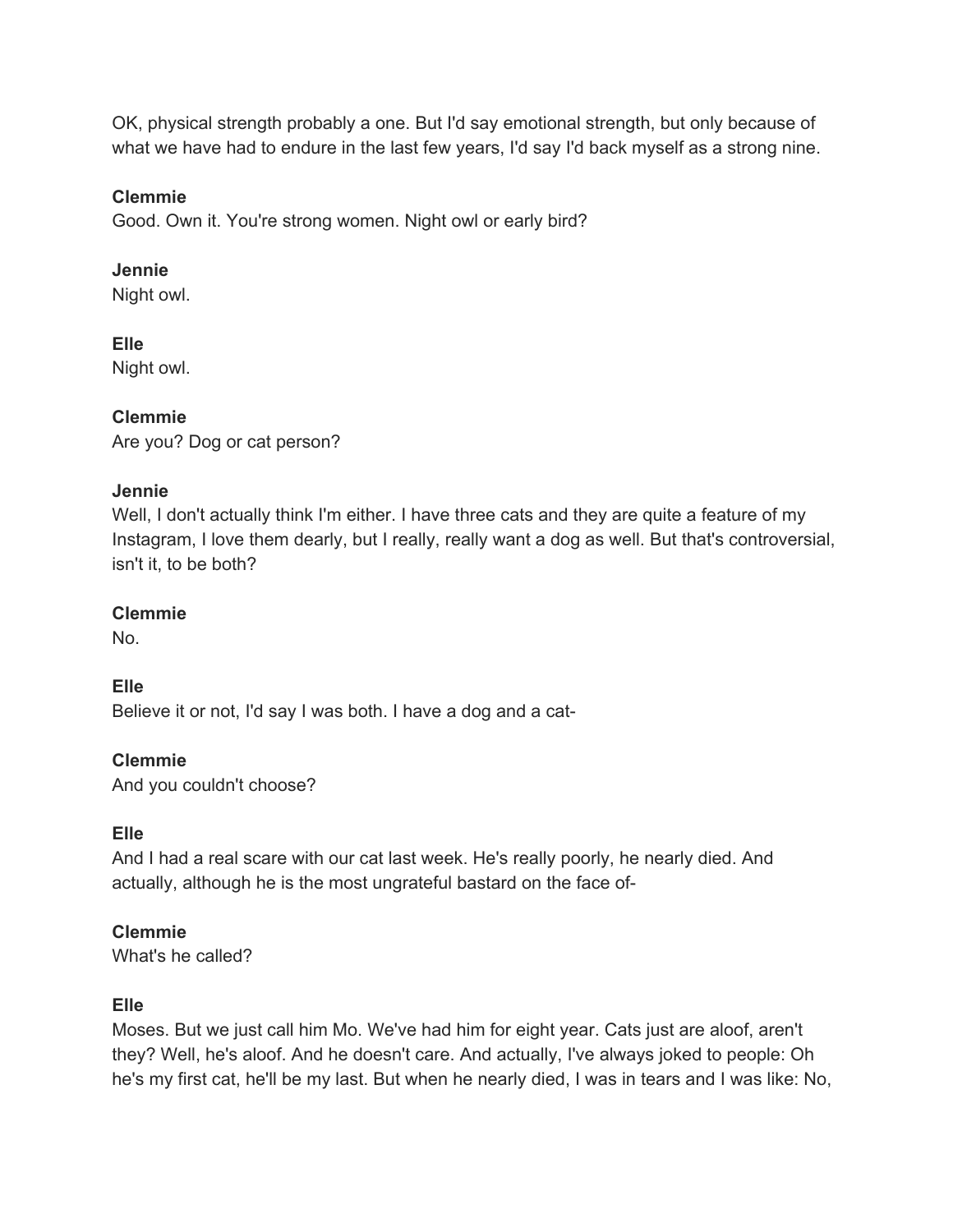OK, physical strength probably a one. But I'd say emotional strength, but only because of what we have had to endure in the last few years, I'd say I'd back myself as a strong nine.

**Clemmie**
Good. Own it. You're strong women. Night owl or early bird?

**Jennie**
Night owl.

**Elle**
Night owl.

**Clemmie**
Are you? Dog or cat person?

**Jennie**
Well, I don't actually think I'm either. I have three cats and they are quite a feature of my Instagram, I love them dearly, but I really, really want a dog as well. But that's controversial, isn't it, to be both?

**Clemmie**
No.

**Elle**
Believe it or not, I'd say I was both. I have a dog and a cat-

**Clemmie**
And you couldn't choose?

**Elle**
And I had a real scare with our cat last week. He's really poorly, he nearly died. And actually, although he is the most ungrateful bastard on the face of-

**Clemmie**
What's he called?

**Elle**
Moses. But we just call him Mo. We've had him for eight year. Cats just are aloof, aren't they? Well, he's aloof. And he doesn't care. And actually, I've always joked to people: Oh he's my first cat, he'll be my last. But when he nearly died, I was in tears and I was like: No,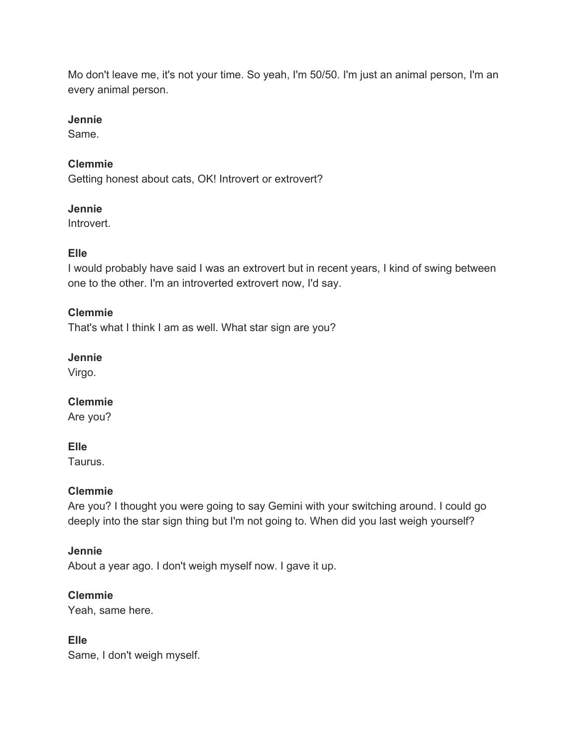Mo don't leave me, it's not your time. So yeah, I'm 50/50. I'm just an animal person, I'm an every animal person.

**Jennie**
Same.

**Clemmie**
Getting honest about cats, OK! Introvert or extrovert?

**Jennie**
Introvert.

**Elle**
I would probably have said I was an extrovert but in recent years, I kind of swing between one to the other. I'm an introverted extrovert now, I'd say.

**Clemmie**
That's what I think I am as well. What star sign are you?

**Jennie**
Virgo.

**Clemmie**
Are you?

**Elle**
Taurus.

**Clemmie**
Are you? I thought you were going to say Gemini with your switching around. I could go deeply into the star sign thing but I'm not going to. When did you last weigh yourself?

**Jennie**
About a year ago. I don't weigh myself now. I gave it up.

**Clemmie**
Yeah, same here.

**Elle**
Same, I don't weigh myself.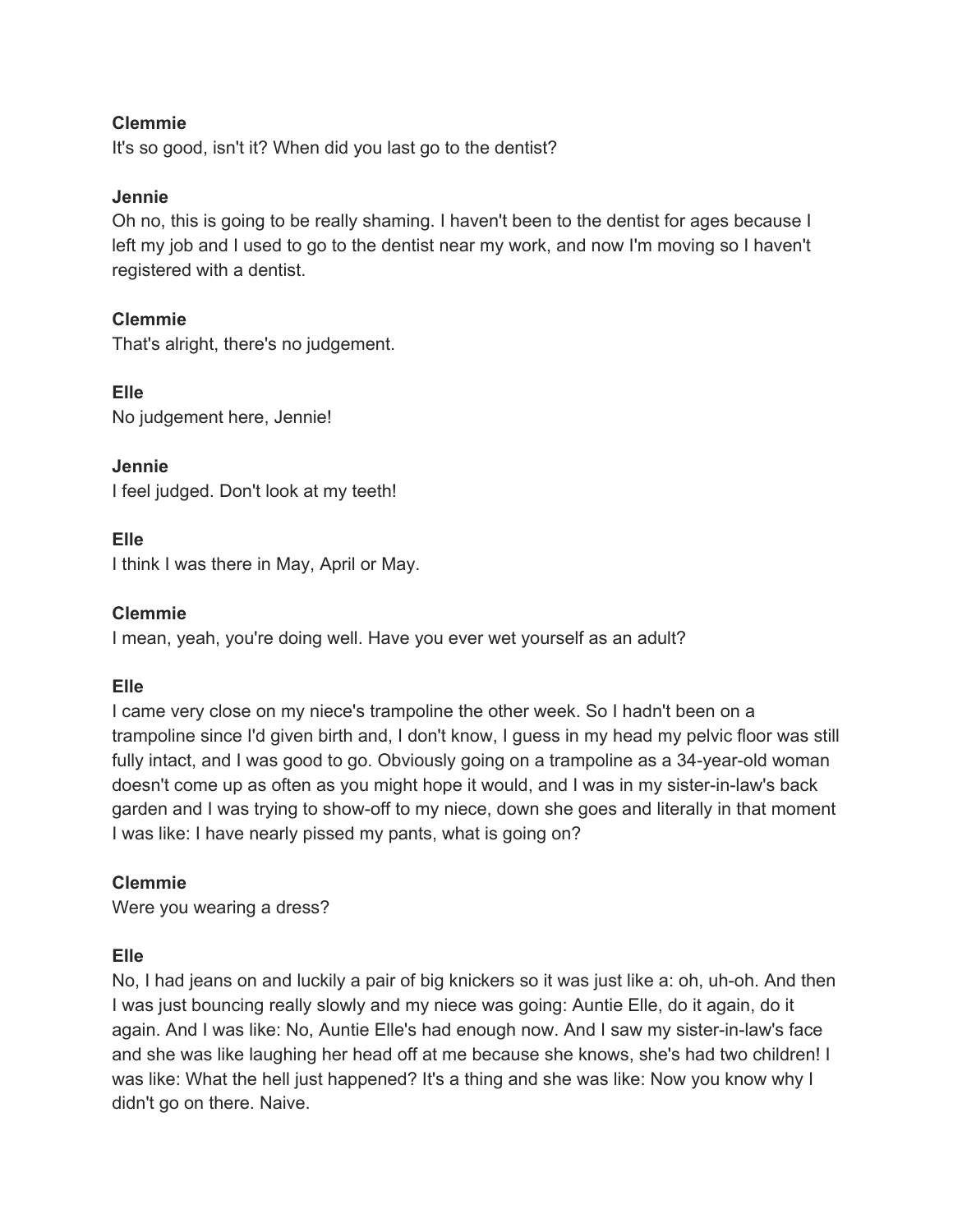**Clemmie**
It's so good, isn't it? When did you last go to the dentist?

**Jennie**
Oh no, this is going to be really shaming. I haven't been to the dentist for ages because I left my job and I used to go to the dentist near my work, and now I'm moving so I haven't registered with a dentist.

**Clemmie**
That's alright, there's no judgement.

**Elle**
No judgement here, Jennie!

**Jennie**
I feel judged. Don't look at my teeth!

**Elle**
I think I was there in May, April or May.

**Clemmie**
I mean, yeah, you're doing well. Have you ever wet yourself as an adult?

**Elle**
I came very close on my niece's trampoline the other week. So I hadn't been on a trampoline since I'd given birth and, I don't know, I guess in my head my pelvic floor was still fully intact, and I was good to go. Obviously going on a trampoline as a 34-year-old woman doesn't come up as often as you might hope it would, and I was in my sister-in-law's back garden and I was trying to show-off to my niece, down she goes and literally in that moment I was like: I have nearly pissed my pants, what is going on?

**Clemmie**
Were you wearing a dress?

**Elle**
No, I had jeans on and luckily a pair of big knickers so it was just like a: oh, uh-oh. And then I was just bouncing really slowly and my niece was going: Auntie Elle, do it again, do it again. And I was like: No, Auntie Elle's had enough now. And I saw my sister-in-law's face and she was like laughing her head off at me because she knows, she's had two children! I was like: What the hell just happened? It's a thing and she was like: Now you know why I didn't go on there. Naive.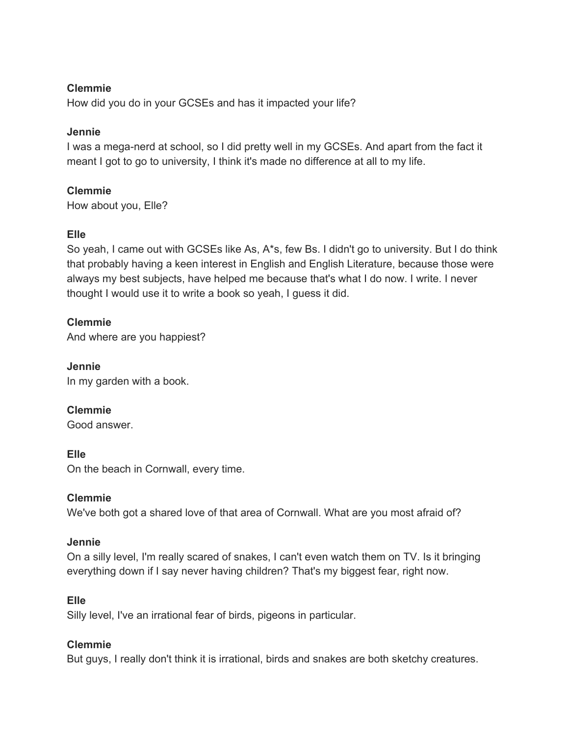**Clemmie**
How did you do in your GCSEs and has it impacted your life?

**Jennie**
I was a mega-nerd at school, so I did pretty well in my GCSEs. And apart from the fact it meant I got to go to university, I think it's made no difference at all to my life.

**Clemmie**
How about you, Elle?

**Elle**
So yeah, I came out with GCSEs like As, A*s, few Bs. I didn't go to university. But I do think that probably having a keen interest in English and English Literature, because those were always my best subjects, have helped me because that's what I do now. I write. I never thought I would use it to write a book so yeah, I guess it did.

**Clemmie**
And where are you happiest?

**Jennie**
In my garden with a book.

**Clemmie**
Good answer.

**Elle**
On the beach in Cornwall, every time.

**Clemmie**
We've both got a shared love of that area of Cornwall. What are you most afraid of?

**Jennie**
On a silly level, I'm really scared of snakes, I can't even watch them on TV. Is it bringing everything down if I say never having children? That's my biggest fear, right now.

**Elle**
Silly level, I've an irrational fear of birds, pigeons in particular.

**Clemmie**
But guys, I really don't think it is irrational, birds and snakes are both sketchy creatures.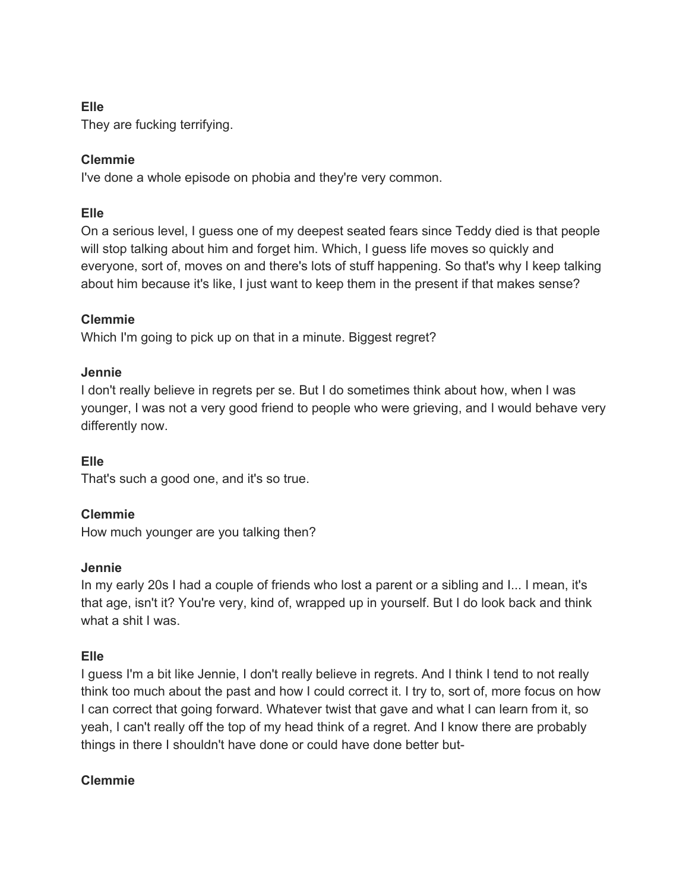**Elle**
They are fucking terrifying.

**Clemmie**
I've done a whole episode on phobia and they're very common.

**Elle**
On a serious level, I guess one of my deepest seated fears since Teddy died is that people will stop talking about him and forget him. Which, I guess life moves so quickly and everyone, sort of, moves on and there's lots of stuff happening. So that's why I keep talking about him because it's like, I just want to keep them in the present if that makes sense?

**Clemmie**
Which I'm going to pick up on that in a minute. Biggest regret?

**Jennie**
I don't really believe in regrets per se. But I do sometimes think about how, when I was younger, I was not a very good friend to people who were grieving, and I would behave very differently now.

**Elle**
That's such a good one, and it's so true.

**Clemmie**
How much younger are you talking then?

**Jennie**
In my early 20s I had a couple of friends who lost a parent or a sibling and I... I mean, it's that age, isn't it? You're very, kind of, wrapped up in yourself. But I do look back and think what a shit I was.

**Elle**
I guess I'm a bit like Jennie, I don't really believe in regrets. And I think I tend to not really think too much about the past and how I could correct it. I try to, sort of, more focus on how I can correct that going forward. Whatever twist that gave and what I can learn from it, so yeah, I can't really off the top of my head think of a regret. And I know there are probably things in there I shouldn't have done or could have done better but-

**Clemmie**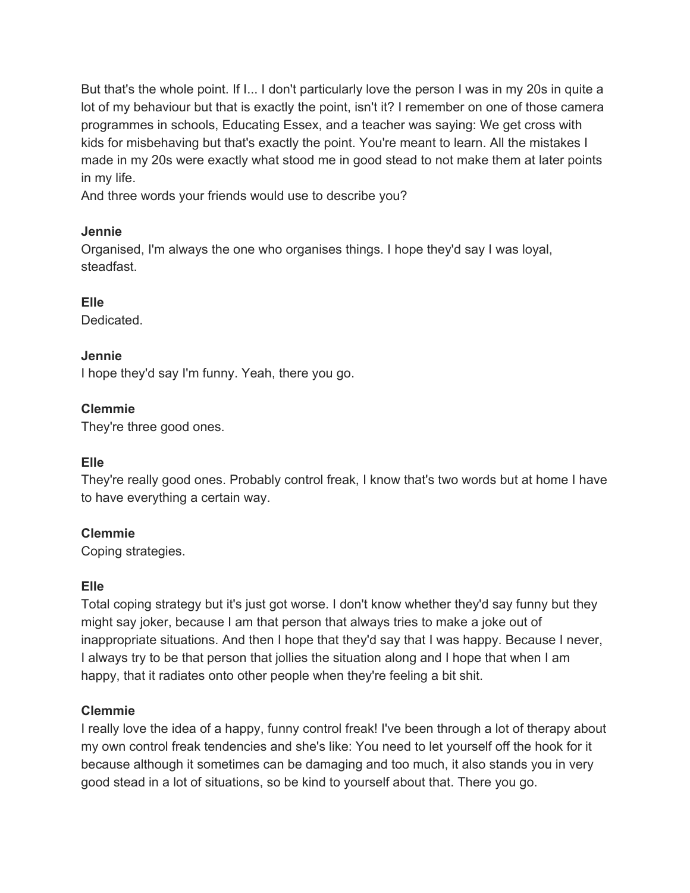But that's the whole point. If I... I don't particularly love the person I was in my 20s in quite a lot of my behaviour but that is exactly the point, isn't it? I remember on one of those camera programmes in schools, Educating Essex, and a teacher was saying: We get cross with kids for misbehaving but that's exactly the point. You're meant to learn. All the mistakes I made in my 20s were exactly what stood me in good stead to not make them at later points in my life.
And three words your friends would use to describe you?

**Jennie**
Organised, I'm always the one who organises things. I hope they'd say I was loyal, steadfast.

**Elle**
Dedicated.

**Jennie**
I hope they'd say I'm funny. Yeah, there you go.

**Clemmie**
They're three good ones.

**Elle**
They're really good ones. Probably control freak, I know that's two words but at home I have to have everything a certain way.

**Clemmie**
Coping strategies.

**Elle**
Total coping strategy but it's just got worse. I don't know whether they'd say funny but they might say joker, because I am that person that always tries to make a joke out of inappropriate situations. And then I hope that they'd say that I was happy. Because I never, I always try to be that person that jollies the situation along and I hope that when I am happy, that it radiates onto other people when they're feeling a bit shit.

**Clemmie**
I really love the idea of a happy, funny control freak! I've been through a lot of therapy about my own control freak tendencies and she's like: You need to let yourself off the hook for it because although it sometimes can be damaging and too much, it also stands you in very good stead in a lot of situations, so be kind to yourself about that. There you go.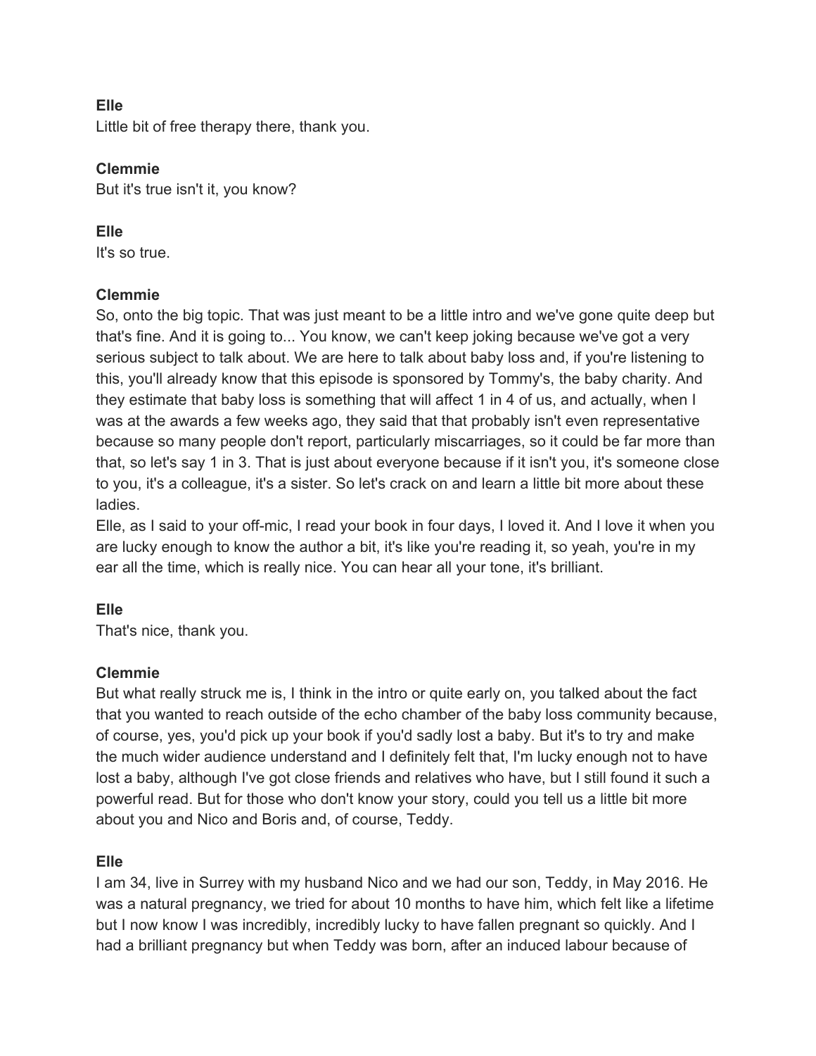**Elle**
Little bit of free therapy there, thank you.

**Clemmie**
But it's true isn't it, you know?

**Elle**
It's so true.

**Clemmie**
So, onto the big topic. That was just meant to be a little intro and we've gone quite deep but that's fine. And it is going to... You know, we can't keep joking because we've got a very serious subject to talk about. We are here to talk about baby loss and, if you're listening to this, you'll already know that this episode is sponsored by Tommy's, the baby charity. And they estimate that baby loss is something that will affect 1 in 4 of us, and actually, when I was at the awards a few weeks ago, they said that that probably isn't even representative because so many people don't report, particularly miscarriages, so it could be far more than that, so let's say 1 in 3. That is just about everyone because if it isn't you, it's someone close to you, it's a colleague, it's a sister. So let's crack on and learn a little bit more about these ladies.
Elle, as I said to your off-mic, I read your book in four days, I loved it. And I love it when you are lucky enough to know the author a bit, it's like you're reading it, so yeah, you're in my ear all the time, which is really nice. You can hear all your tone, it's brilliant.

**Elle**
That's nice, thank you.

**Clemmie**
But what really struck me is, I think in the intro or quite early on, you talked about the fact that you wanted to reach outside of the echo chamber of the baby loss community because, of course, yes, you'd pick up your book if you'd sadly lost a baby. But it's to try and make the much wider audience understand and I definitely felt that, I'm lucky enough not to have lost a baby, although I've got close friends and relatives who have, but I still found it such a powerful read. But for those who don't know your story, could you tell us a little bit more about you and Nico and Boris and, of course, Teddy.

**Elle**
I am 34, live in Surrey with my husband Nico and we had our son, Teddy, in May 2016. He was a natural pregnancy, we tried for about 10 months to have him, which felt like a lifetime but I now know I was incredibly, incredibly lucky to have fallen pregnant so quickly. And I had a brilliant pregnancy but when Teddy was born, after an induced labour because of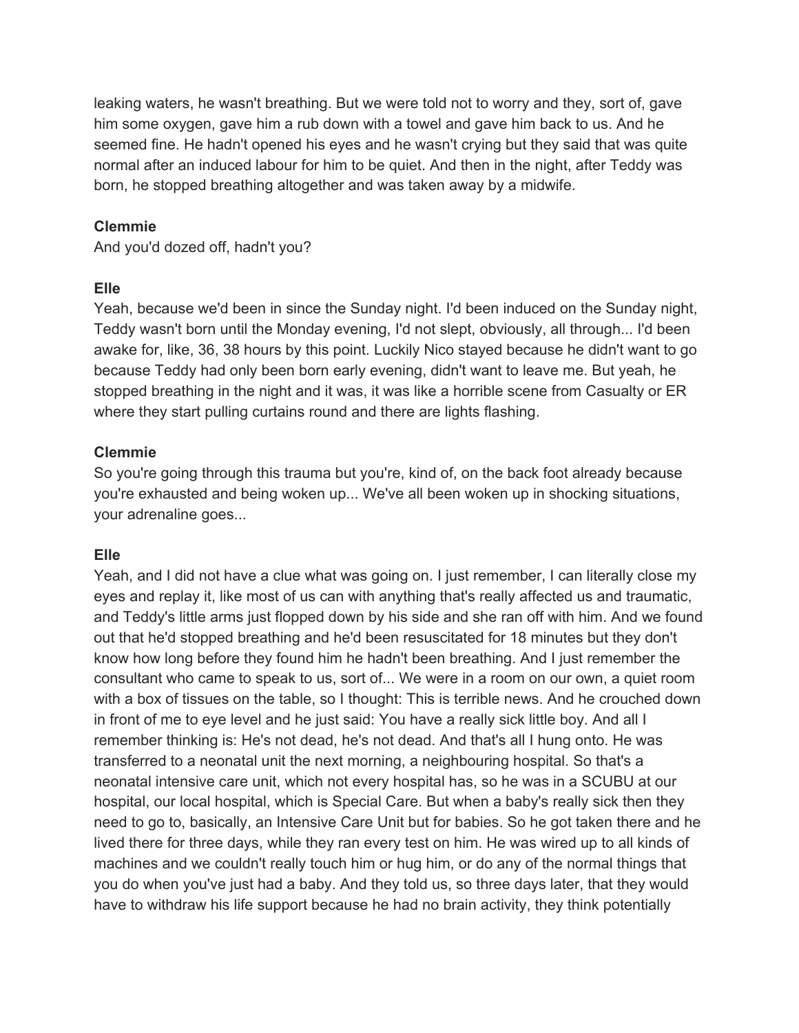leaking waters, he wasn't breathing. But we were told not to worry and they, sort of, gave him some oxygen, gave him a rub down with a towel and gave him back to us. And he seemed fine. He hadn't opened his eyes and he wasn't crying but they said that was quite normal after an induced labour for him to be quiet. And then in the night, after Teddy was born, he stopped breathing altogether and was taken away by a midwife.

**Clemmie**
And you'd dozed off, hadn't you?

**Elle**
Yeah, because we'd been in since the Sunday night. I'd been induced on the Sunday night, Teddy wasn't born until the Monday evening, I'd not slept, obviously, all through... I'd been awake for, like, 36, 38 hours by this point. Luckily Nico stayed because he didn't want to go because Teddy had only been born early evening, didn't want to leave me. But yeah, he stopped breathing in the night and it was, it was like a horrible scene from Casualty or ER where they start pulling curtains round and there are lights flashing.

**Clemmie**
So you're going through this trauma but you're, kind of, on the back foot already because you're exhausted and being woken up... We've all been woken up in shocking situations, your adrenaline goes...

**Elle**
Yeah, and I did not have a clue what was going on. I just remember, I can literally close my eyes and replay it, like most of us can with anything that's really affected us and traumatic, and Teddy's little arms just flopped down by his side and she ran off with him. And we found out that he'd stopped breathing and he'd been resuscitated for 18 minutes but they don't know how long before they found him he hadn't been breathing. And I just remember the consultant who came to speak to us, sort of... We were in a room on our own, a quiet room with a box of tissues on the table, so I thought: This is terrible news. And he crouched down in front of me to eye level and he just said: You have a really sick little boy. And all I remember thinking is: He's not dead, he's not dead. And that's all I hung onto. He was transferred to a neonatal unit the next morning, a neighbouring hospital. So that's a neonatal intensive care unit, which not every hospital has, so he was in a SCUBU at our hospital, our local hospital, which is Special Care. But when a baby's really sick then they need to go to, basically, an Intensive Care Unit but for babies. So he got taken there and he lived there for three days, while they ran every test on him. He was wired up to all kinds of machines and we couldn't really touch him or hug him, or do any of the normal things that you do when you've just had a baby. And they told us, so three days later, that they would have to withdraw his life support because he had no brain activity, they think potentially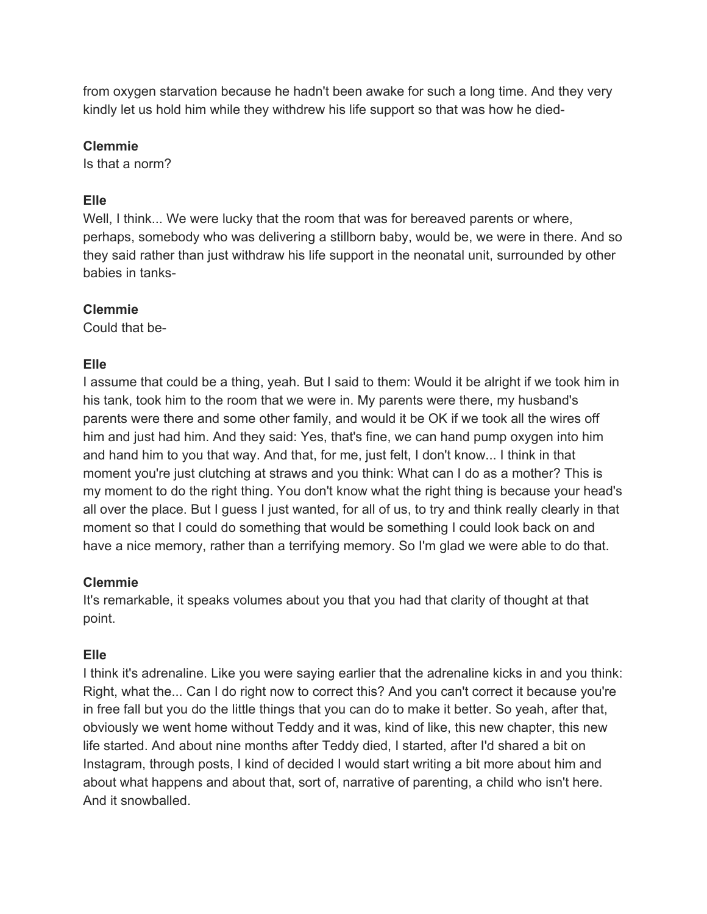from oxygen starvation because he hadn't been awake for such a long time. And they very kindly let us hold him while they withdrew his life support so that was how he died-

**Clemmie**
Is that a norm?

**Elle**
Well, I think... We were lucky that the room that was for bereaved parents or where, perhaps, somebody who was delivering a stillborn baby, would be, we were in there. And so they said rather than just withdraw his life support in the neonatal unit, surrounded by other babies in tanks-

**Clemmie**
Could that be-

**Elle**
I assume that could be a thing, yeah. But I said to them: Would it be alright if we took him in his tank, took him to the room that we were in. My parents were there, my husband's parents were there and some other family, and would it be OK if we took all the wires off him and just had him. And they said: Yes, that's fine, we can hand pump oxygen into him and hand him to you that way. And that, for me, just felt, I don't know... I think in that moment you're just clutching at straws and you think: What can I do as a mother? This is my moment to do the right thing. You don't know what the right thing is because your head's all over the place. But I guess I just wanted, for all of us, to try and think really clearly in that moment so that I could do something that would be something I could look back on and have a nice memory, rather than a terrifying memory. So I'm glad we were able to do that.

**Clemmie**
It's remarkable, it speaks volumes about you that you had that clarity of thought at that point.

**Elle**
I think it's adrenaline. Like you were saying earlier that the adrenaline kicks in and you think: Right, what the... Can I do right now to correct this? And you can't correct it because you're in free fall but you do the little things that you can do to make it better. So yeah, after that, obviously we went home without Teddy and it was, kind of like, this new chapter, this new life started. And about nine months after Teddy died, I started, after I'd shared a bit on Instagram, through posts, I kind of decided I would start writing a bit more about him and about what happens and about that, sort of, narrative of parenting, a child who isn't here. And it snowballed.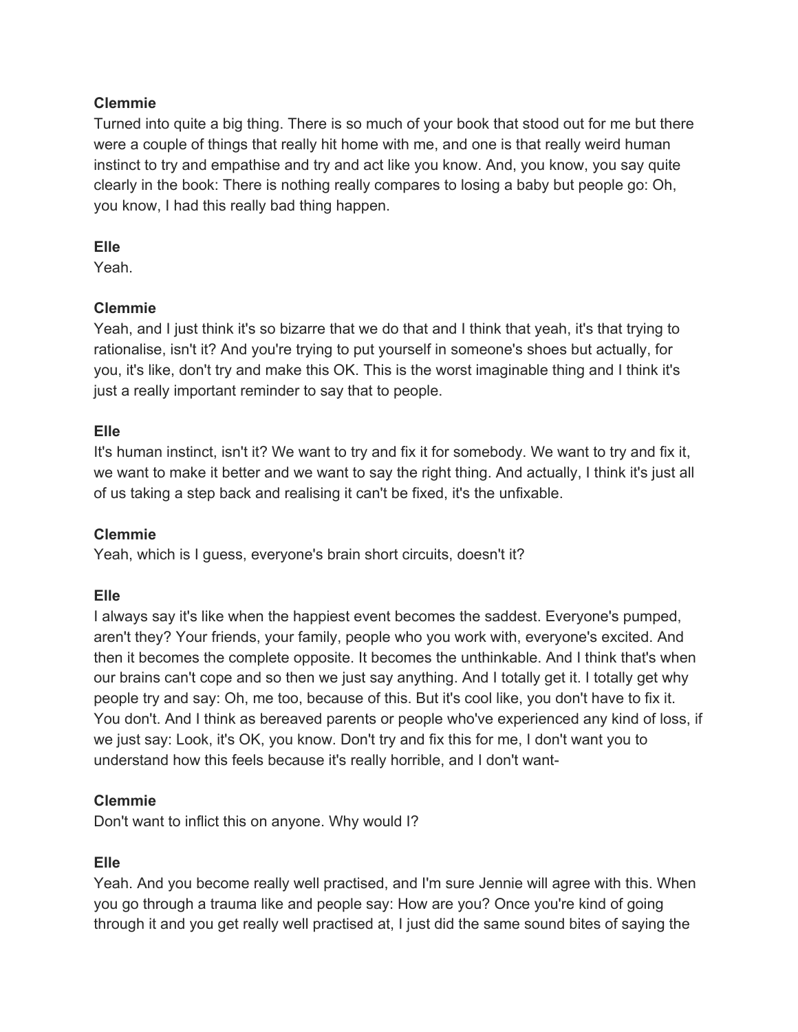**Clemmie**

Turned into quite a big thing. There is so much of your book that stood out for me but there were a couple of things that really hit home with me, and one is that really weird human instinct to try and empathise and try and act like you know. And, you know, you say quite clearly in the book: There is nothing really compares to losing a baby but people go: Oh, you know, I had this really bad thing happen.

**Elle**

Yeah.

**Clemmie**

Yeah, and I just think it's so bizarre that we do that and I think that yeah, it's that trying to rationalise, isn't it? And you're trying to put yourself in someone's shoes but actually, for you, it's like, don't try and make this OK. This is the worst imaginable thing and I think it's just a really important reminder to say that to people.

**Elle**

It's human instinct, isn't it? We want to try and fix it for somebody. We want to try and fix it, we want to make it better and we want to say the right thing. And actually, I think it's just all of us taking a step back and realising it can't be fixed, it's the unfixable.

**Clemmie**

Yeah, which is I guess, everyone's brain short circuits, doesn't it?

**Elle**

I always say it's like when the happiest event becomes the saddest. Everyone's pumped, aren't they? Your friends, your family, people who you work with, everyone's excited. And then it becomes the complete opposite. It becomes the unthinkable. And I think that's when our brains can't cope and so then we just say anything. And I totally get it. I totally get why people try and say: Oh, me too, because of this. But it's cool like, you don't have to fix it. You don't. And I think as bereaved parents or people who've experienced any kind of loss, if we just say: Look, it's OK, you know. Don't try and fix this for me, I don't want you to understand how this feels because it's really horrible, and I don't want-

**Clemmie**

Don't want to inflict this on anyone. Why would I?

**Elle**

Yeah. And you become really well practised, and I'm sure Jennie will agree with this. When you go through a trauma like and people say: How are you? Once you're kind of going through it and you get really well practised at, I just did the same sound bites of saying the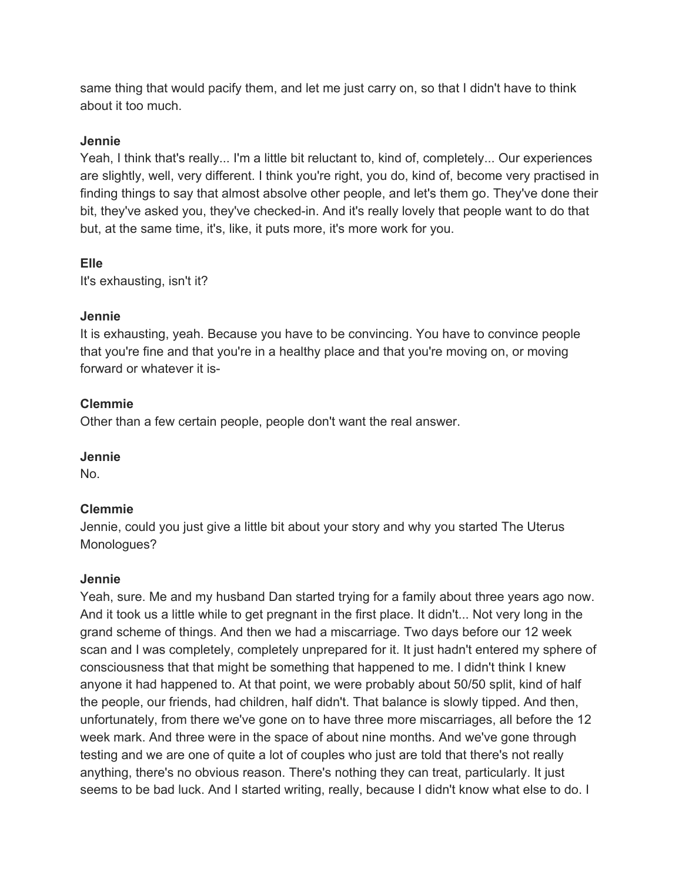same thing that would pacify them, and let me just carry on, so that I didn't have to think about it too much.

**Jennie**
Yeah, I think that's really... I'm a little bit reluctant to, kind of, completely... Our experiences are slightly, well, very different. I think you're right, you do, kind of, become very practised in finding things to say that almost absolve other people, and let's them go. They've done their bit, they've asked you, they've checked-in. And it's really lovely that people want to do that but, at the same time, it's, like, it puts more, it's more work for you.

**Elle**
It's exhausting, isn't it?

**Jennie**
It is exhausting, yeah. Because you have to be convincing. You have to convince people that you're fine and that you're in a healthy place and that you're moving on, or moving forward or whatever it is-

**Clemmie**
Other than a few certain people, people don't want the real answer.

**Jennie**
No.

**Clemmie**
Jennie, could you just give a little bit about your story and why you started The Uterus Monologues?

**Jennie**
Yeah, sure. Me and my husband Dan started trying for a family about three years ago now. And it took us a little while to get pregnant in the first place. It didn't... Not very long in the grand scheme of things. And then we had a miscarriage. Two days before our 12 week scan and I was completely, completely unprepared for it. It just hadn't entered my sphere of consciousness that that might be something that happened to me. I didn't think I knew anyone it had happened to. At that point, we were probably about 50/50 split, kind of half the people, our friends, had children, half didn't. That balance is slowly tipped. And then, unfortunately, from there we've gone on to have three more miscarriages, all before the 12 week mark. And three were in the space of about nine months. And we've gone through testing and we are one of quite a lot of couples who just are told that there's not really anything, there's no obvious reason. There's nothing they can treat, particularly. It just seems to be bad luck. And I started writing, really, because I didn't know what else to do. I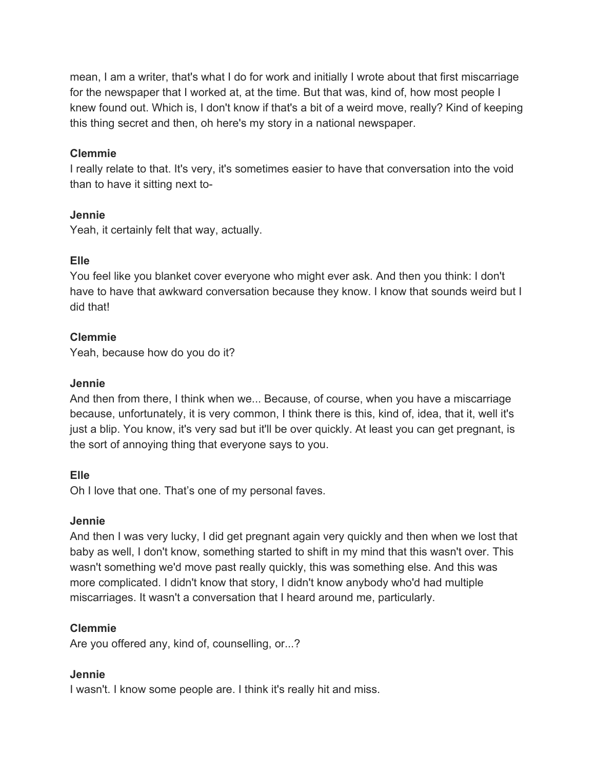mean, I am a writer, that's what I do for work and initially I wrote about that first miscarriage for the newspaper that I worked at, at the time. But that was, kind of, how most people I knew found out. Which is, I don't know if that's a bit of a weird move, really? Kind of keeping this thing secret and then, oh here's my story in a national newspaper.

**Clemmie**
I really relate to that. It's very, it's sometimes easier to have that conversation into the void than to have it sitting next to-

**Jennie**
Yeah, it certainly felt that way, actually.

**Elle**
You feel like you blanket cover everyone who might ever ask. And then you think: I don't have to have that awkward conversation because they know. I know that sounds weird but I did that!

**Clemmie**
Yeah, because how do you do it?

**Jennie**
And then from there, I think when we... Because, of course, when you have a miscarriage because, unfortunately, it is very common, I think there is this, kind of, idea, that it, well it's just a blip. You know, it's very sad but it'll be over quickly. At least you can get pregnant, is the sort of annoying thing that everyone says to you.

**Elle**
Oh I love that one. That's one of my personal faves.

**Jennie**
And then I was very lucky, I did get pregnant again very quickly and then when we lost that baby as well, I don't know, something started to shift in my mind that this wasn't over. This wasn't something we'd move past really quickly, this was something else. And this was more complicated. I didn't know that story, I didn't know anybody who'd had multiple miscarriages. It wasn't a conversation that I heard around me, particularly.

**Clemmie**
Are you offered any, kind of, counselling, or...?

**Jennie**
I wasn't. I know some people are. I think it's really hit and miss.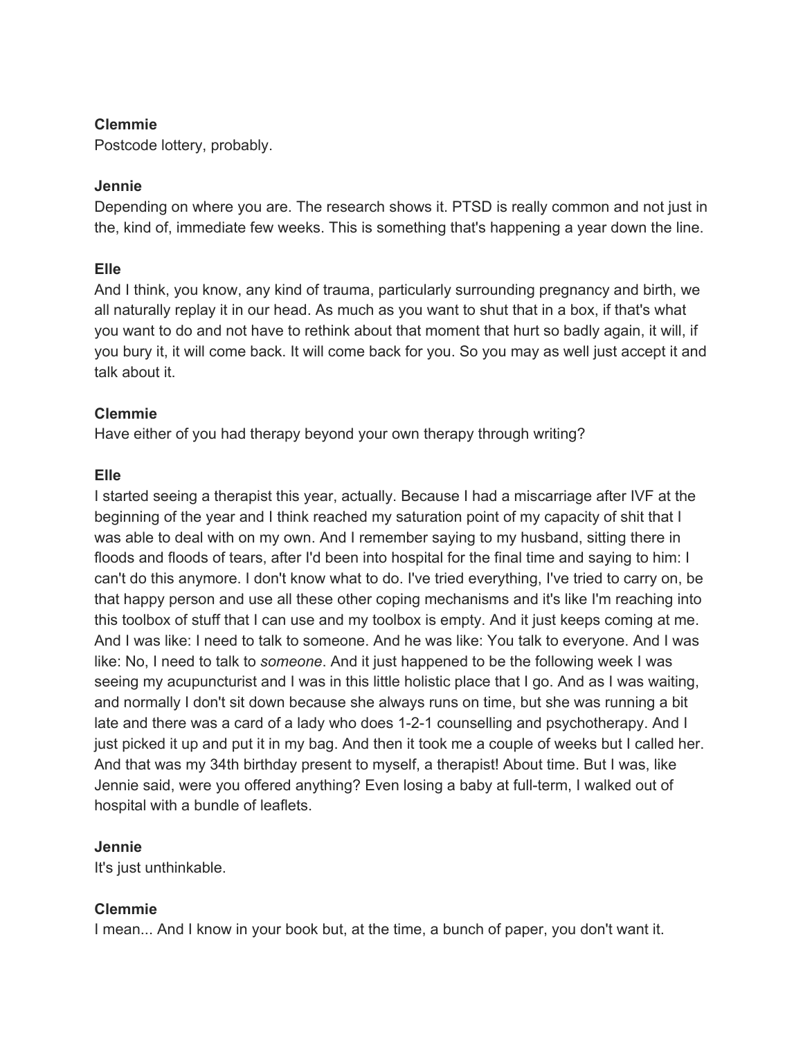**Clemmie**
Postcode lottery, probably.

**Jennie**
Depending on where you are. The research shows it. PTSD is really common and not just in the, kind of, immediate few weeks. This is something that's happening a year down the line.

**Elle**
And I think, you know, any kind of trauma, particularly surrounding pregnancy and birth, we all naturally replay it in our head. As much as you want to shut that in a box, if that's what you want to do and not have to rethink about that moment that hurt so badly again, it will, if you bury it, it will come back. It will come back for you. So you may as well just accept it and talk about it.

**Clemmie**
Have either of you had therapy beyond your own therapy through writing?

**Elle**
I started seeing a therapist this year, actually. Because I had a miscarriage after IVF at the beginning of the year and I think reached my saturation point of my capacity of shit that I was able to deal with on my own. And I remember saying to my husband, sitting there in floods and floods of tears, after I'd been into hospital for the final time and saying to him: I can't do this anymore. I don't know what to do. I've tried everything, I've tried to carry on, be that happy person and use all these other coping mechanisms and it's like I'm reaching into this toolbox of stuff that I can use and my toolbox is empty. And it just keeps coming at me. And I was like: I need to talk to someone. And he was like: You talk to everyone. And I was like: No, I need to talk to *someone*. And it just happened to be the following week I was seeing my acupuncturist and I was in this little holistic place that I go. And as I was waiting, and normally I don't sit down because she always runs on time, but she was running a bit late and there was a card of a lady who does 1-2-1 counselling and psychotherapy. And I just picked it up and put it in my bag. And then it took me a couple of weeks but I called her. And that was my 34th birthday present to myself, a therapist! About time. But I was, like Jennie said, were you offered anything? Even losing a baby at full-term, I walked out of hospital with a bundle of leaflets.

**Jennie**
It's just unthinkable.

**Clemmie**
I mean... And I know in your book but, at the time, a bunch of paper, you don't want it.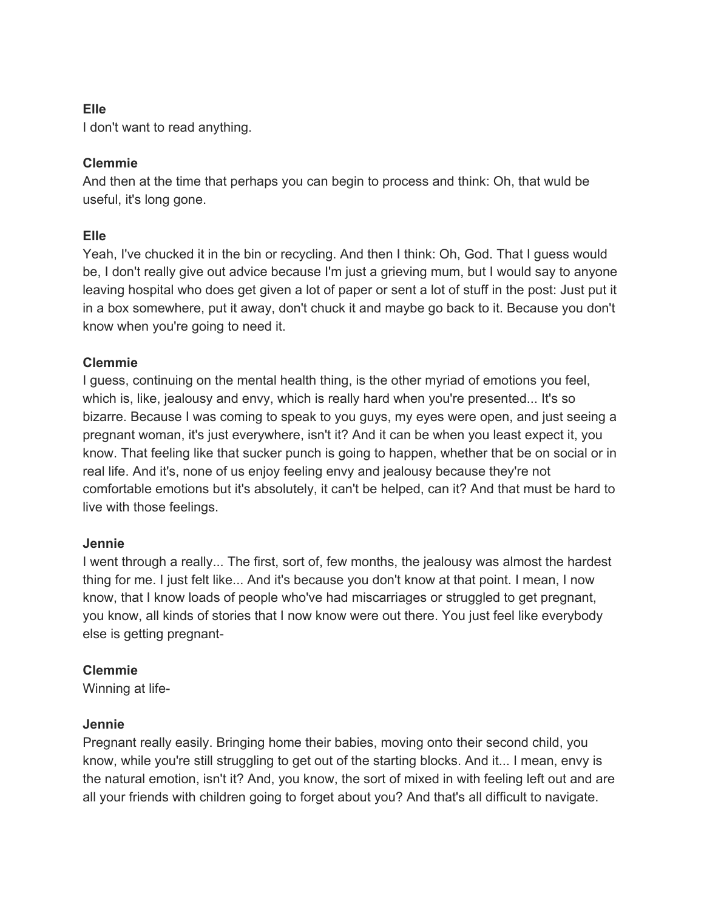**Elle**
I don't want to read anything.

**Clemmie**
And then at the time that perhaps you can begin to process and think: Oh, that wuld be useful, it's long gone.

**Elle**
Yeah, I've chucked it in the bin or recycling. And then I think: Oh, God. That I guess would be, I don't really give out advice because I'm just a grieving mum, but I would say to anyone leaving hospital who does get given a lot of paper or sent a lot of stuff in the post: Just put it in a box somewhere, put it away, don't chuck it and maybe go back to it. Because you don't know when you're going to need it.

**Clemmie**
I guess, continuing on the mental health thing, is the other myriad of emotions you feel, which is, like, jealousy and envy, which is really hard when you're presented... It's so bizarre. Because I was coming to speak to you guys, my eyes were open, and just seeing a pregnant woman, it's just everywhere, isn't it? And it can be when you least expect it, you know. That feeling like that sucker punch is going to happen, whether that be on social or in real life. And it's, none of us enjoy feeling envy and jealousy because they're not comfortable emotions but it's absolutely, it can't be helped, can it? And that must be hard to live with those feelings.

**Jennie**
I went through a really... The first, sort of, few months, the jealousy was almost the hardest thing for me. I just felt like... And it's because you don't know at that point. I mean, I now know, that I know loads of people who've had miscarriages or struggled to get pregnant, you know, all kinds of stories that I now know were out there. You just feel like everybody else is getting pregnant-

**Clemmie**
Winning at life-

**Jennie**
Pregnant really easily. Bringing home their babies, moving onto their second child, you know, while you're still struggling to get out of the starting blocks. And it... I mean, envy is the natural emotion, isn't it? And, you know, the sort of mixed in with feeling left out and are all your friends with children going to forget about you? And that's all difficult to navigate.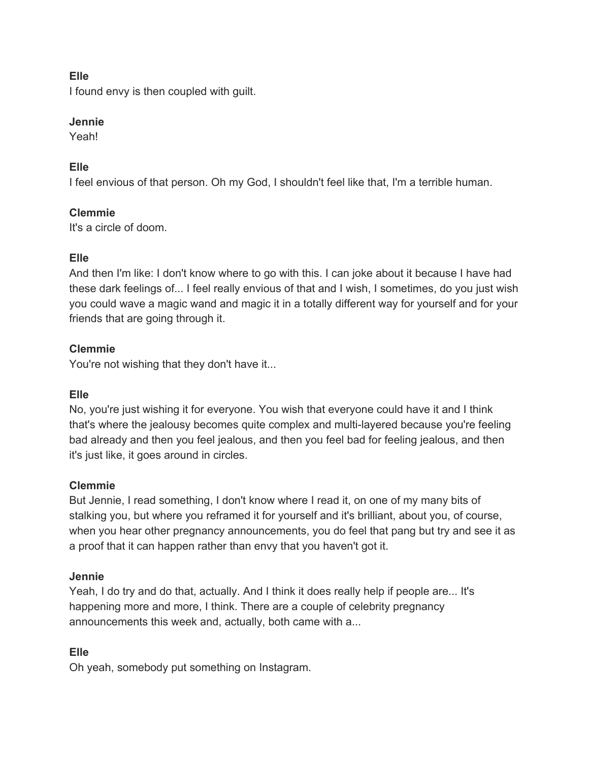**Elle**
I found envy is then coupled with guilt.

**Jennie**
Yeah!

**Elle**
I feel envious of that person. Oh my God, I shouldn't feel like that, I'm a terrible human.

**Clemmie**
It's a circle of doom.

**Elle**
And then I'm like: I don't know where to go with this. I can joke about it because I have had these dark feelings of... I feel really envious of that and I wish, I sometimes, do you just wish you could wave a magic wand and magic it in a totally different way for yourself and for your friends that are going through it.

**Clemmie**
You're not wishing that they don't have it...

**Elle**
No, you're just wishing it for everyone. You wish that everyone could have it and I think that's where the jealousy becomes quite complex and multi-layered because you're feeling bad already and then you feel jealous, and then you feel bad for feeling jealous, and then it's just like, it goes around in circles.

**Clemmie**
But Jennie, I read something, I don't know where I read it, on one of my many bits of stalking you, but where you reframed it for yourself and it's brilliant, about you, of course, when you hear other pregnancy announcements, you do feel that pang but try and see it as a proof that it can happen rather than envy that you haven't got it.

**Jennie**
Yeah, I do try and do that, actually. And I think it does really help if people are... It's happening more and more, I think. There are a couple of celebrity pregnancy announcements this week and, actually, both came with a...

**Elle**
Oh yeah, somebody put something on Instagram.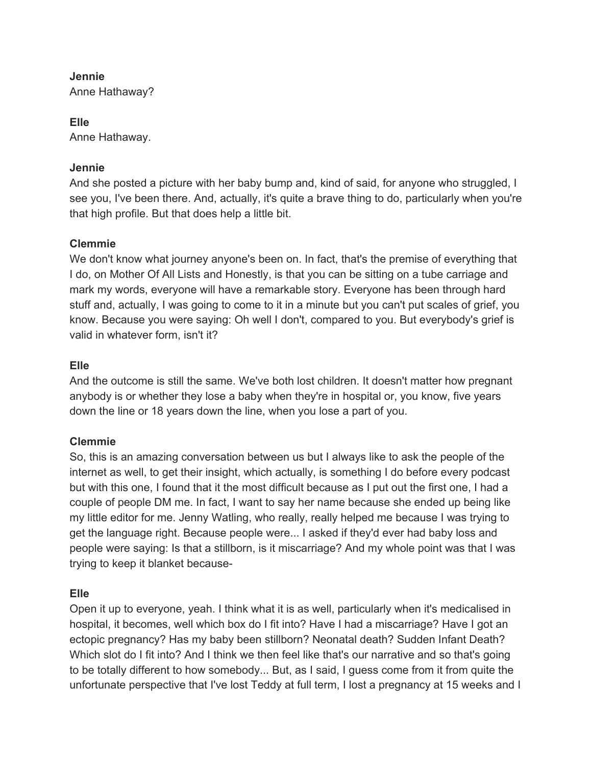**Jennie**
Anne Hathaway?

**Elle**
Anne Hathaway.

**Jennie**
And she posted a picture with her baby bump and, kind of said, for anyone who struggled, I see you, I've been there. And, actually, it's quite a brave thing to do, particularly when you're that high profile. But that does help a little bit.

**Clemmie**
We don't know what journey anyone's been on. In fact, that's the premise of everything that I do, on Mother Of All Lists and Honestly, is that you can be sitting on a tube carriage and mark my words, everyone will have a remarkable story. Everyone has been through hard stuff and, actually, I was going to come to it in a minute but you can't put scales of grief, you know. Because you were saying: Oh well I don't, compared to you. But everybody's grief is valid in whatever form, isn't it?

**Elle**
And the outcome is still the same. We've both lost children. It doesn't matter how pregnant anybody is or whether they lose a baby when they're in hospital or, you know, five years down the line or 18 years down the line, when you lose a part of you.

**Clemmie**
So, this is an amazing conversation between us but I always like to ask the people of the internet as well, to get their insight, which actually, is something I do before every podcast but with this one, I found that it the most difficult because as I put out the first one, I had a couple of people DM me. In fact, I want to say her name because she ended up being like my little editor for me. Jenny Watling, who really, really helped me because I was trying to get the language right. Because people were... I asked if they'd ever had baby loss and people were saying: Is that a stillborn, is it miscarriage? And my whole point was that I was trying to keep it blanket because-

**Elle**
Open it up to everyone, yeah. I think what it is as well, particularly when it's medicalised in hospital, it becomes, well which box do I fit into? Have I had a miscarriage? Have I got an ectopic pregnancy? Has my baby been stillborn? Neonatal death? Sudden Infant Death? Which slot do I fit into? And I think we then feel like that's our narrative and so that's going to be totally different to how somebody... But, as I said, I guess come from it from quite the unfortunate perspective that I've lost Teddy at full term, I lost a pregnancy at 15 weeks and I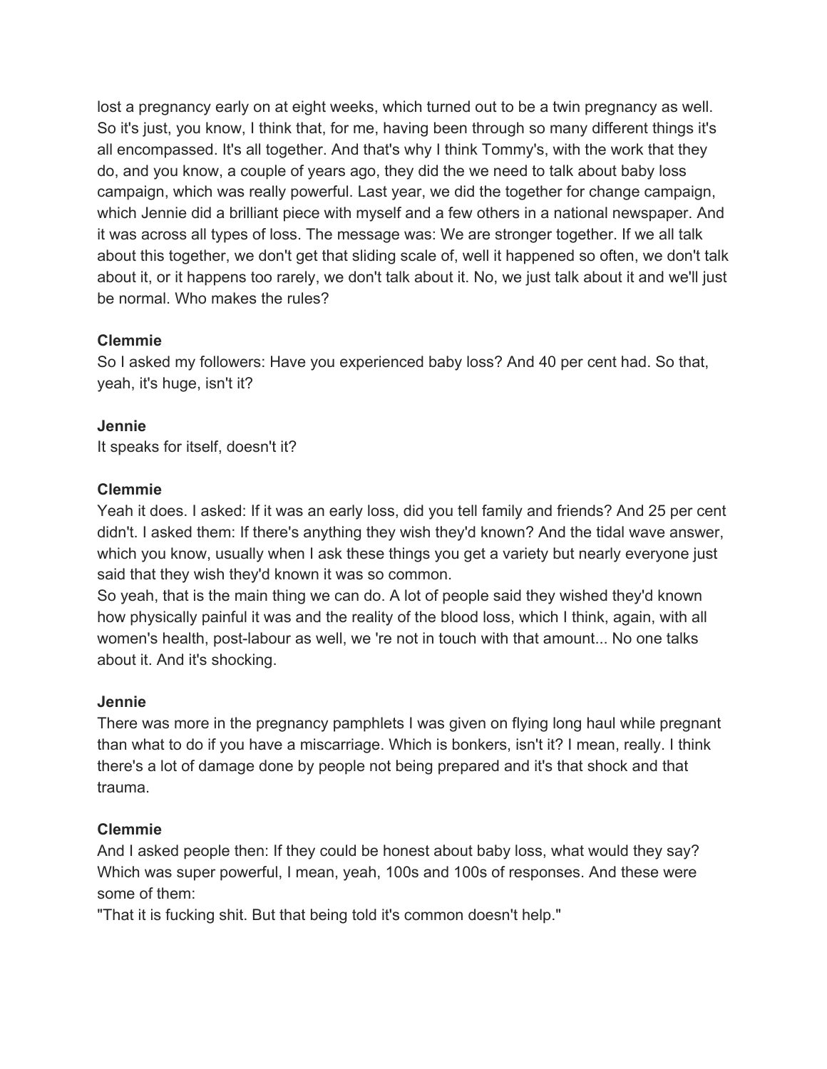lost a pregnancy early on at eight weeks, which turned out to be a twin pregnancy as well. So it's just, you know, I think that, for me, having been through so many different things it's all encompassed. It's all together. And that's why I think Tommy's, with the work that they do, and you know, a couple of years ago, they did the we need to talk about baby loss campaign, which was really powerful. Last year, we did the together for change campaign, which Jennie did a brilliant piece with myself and a few others in a national newspaper. And it was across all types of loss. The message was: We are stronger together. If we all talk about this together, we don't get that sliding scale of, well it happened so often, we don't talk about it, or it happens too rarely, we don't talk about it. No, we just talk about it and we'll just be normal. Who makes the rules?

**Clemmie**
So I asked my followers: Have you experienced baby loss? And 40 per cent had. So that, yeah, it's huge, isn't it?

**Jennie**
It speaks for itself, doesn't it?

**Clemmie**
Yeah it does. I asked: If it was an early loss, did you tell family and friends? And 25 per cent didn't. I asked them: If there's anything they wish they'd known? And the tidal wave answer, which you know, usually when I ask these things you get a variety but nearly everyone just said that they wish they'd known it was so common.
So yeah, that is the main thing we can do. A lot of people said they wished they'd known how physically painful it was and the reality of the blood loss, which I think, again, with all women's health, post-labour as well, we 're not in touch with that amount... No one talks about it. And it's shocking.

**Jennie**
There was more in the pregnancy pamphlets I was given on flying long haul while pregnant than what to do if you have a miscarriage. Which is bonkers, isn't it? I mean, really. I think there's a lot of damage done by people not being prepared and it's that shock and that trauma.

**Clemmie**
And I asked people then: If they could be honest about baby loss, what would they say? Which was super powerful, I mean, yeah, 100s and 100s of responses. And these were some of them:
"That it is fucking shit. But that being told it's common doesn't help."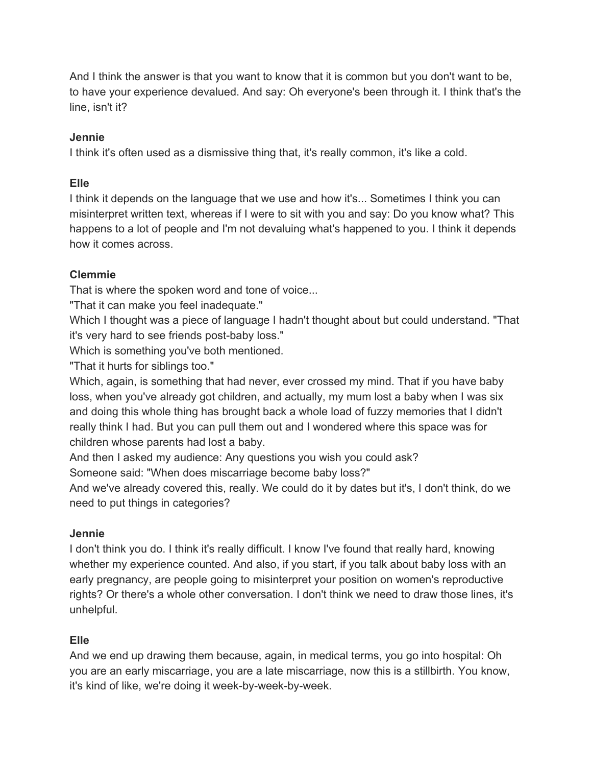And I think the answer is that you want to know that it is common but you don't want to be, to have your experience devalued. And say: Oh everyone's been through it. I think that's the line, isn't it?

**Jennie**

I think it's often used as a dismissive thing that, it's really common, it's like a cold.

**Elle**

I think it depends on the language that we use and how it's... Sometimes I think you can misinterpret written text, whereas if I were to sit with you and say: Do you know what? This happens to a lot of people and I'm not devaluing what's happened to you. I think it depends how it comes across.

**Clemmie**

That is where the spoken word and tone of voice...

"That it can make you feel inadequate."

Which I thought was a piece of language I hadn't thought about but could understand. "That it's very hard to see friends post-baby loss."

Which is something you've both mentioned.

"That it hurts for siblings too."

Which, again, is something that had never, ever crossed my mind. That if you have baby loss, when you've already got children, and actually, my mum lost a baby when I was six and doing this whole thing has brought back a whole load of fuzzy memories that I didn't really think I had. But you can pull them out and I wondered where this space was for children whose parents had lost a baby.

And then I asked my audience: Any questions you wish you could ask?

Someone said: "When does miscarriage become baby loss?"

And we've already covered this, really. We could do it by dates but it's, I don't think, do we need to put things in categories?

**Jennie**

I don't think you do. I think it's really difficult. I know I've found that really hard, knowing whether my experience counted. And also, if you start, if you talk about baby loss with an early pregnancy, are people going to misinterpret your position on women's reproductive rights? Or there's a whole other conversation. I don't think we need to draw those lines, it's unhelpful.

**Elle**

And we end up drawing them because, again, in medical terms, you go into hospital: Oh you are an early miscarriage, you are a late miscarriage, now this is a stillbirth. You know, it's kind of like, we're doing it week-by-week-by-week.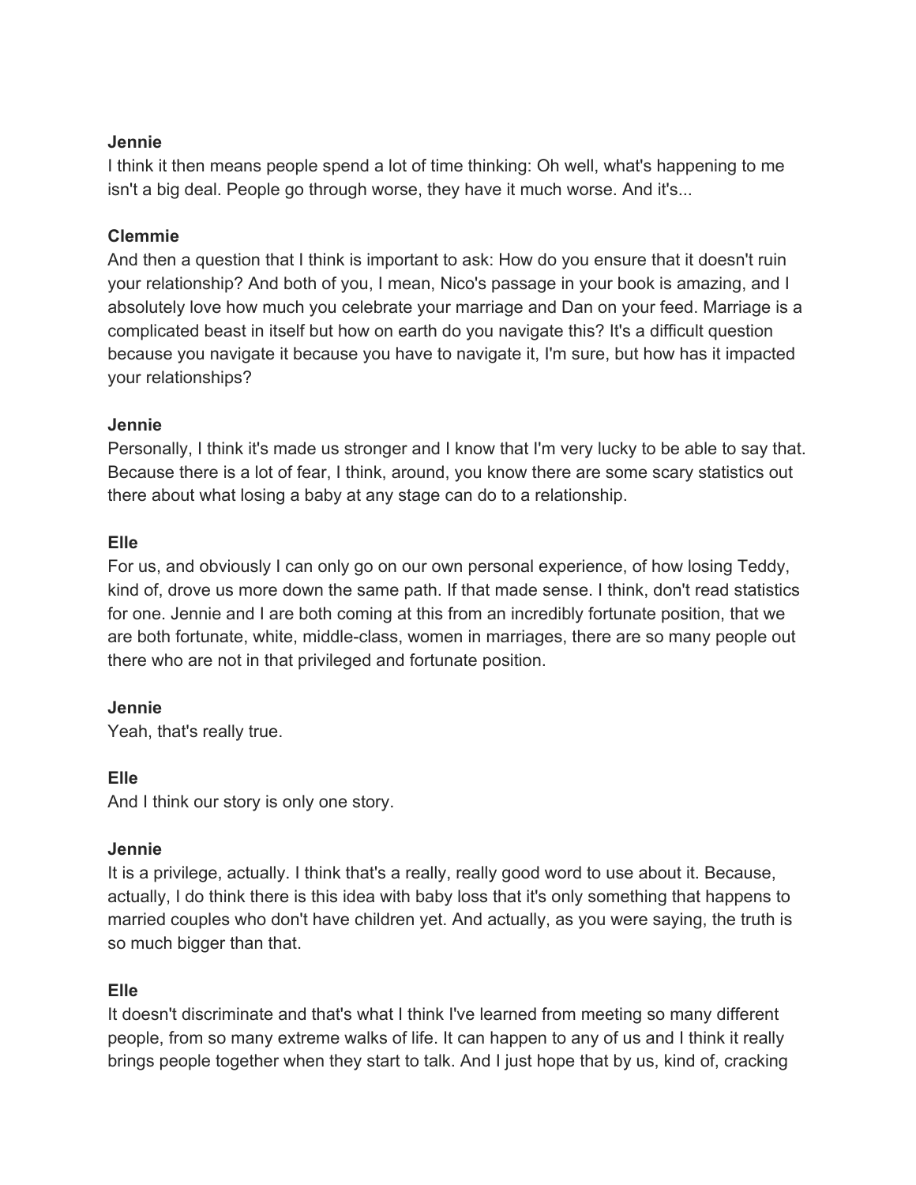**Jennie**
I think it then means people spend a lot of time thinking: Oh well, what's happening to me isn't a big deal. People go through worse, they have it much worse. And it's...

**Clemmie**
And then a question that I think is important to ask: How do you ensure that it doesn't ruin your relationship? And both of you, I mean, Nico's passage in your book is amazing, and I absolutely love how much you celebrate your marriage and Dan on your feed. Marriage is a complicated beast in itself but how on earth do you navigate this? It's a difficult question because you navigate it because you have to navigate it, I'm sure, but how has it impacted your relationships?

**Jennie**
Personally, I think it's made us stronger and I know that I'm very lucky to be able to say that. Because there is a lot of fear, I think, around, you know there are some scary statistics out there about what losing a baby at any stage can do to a relationship.

**Elle**
For us, and obviously I can only go on our own personal experience, of how losing Teddy, kind of, drove us more down the same path. If that made sense. I think, don't read statistics for one. Jennie and I are both coming at this from an incredibly fortunate position, that we are both fortunate, white, middle-class, women in marriages, there are so many people out there who are not in that privileged and fortunate position.

**Jennie**
Yeah, that's really true.

**Elle**
And I think our story is only one story.

**Jennie**
It is a privilege, actually. I think that's a really, really good word to use about it. Because, actually, I do think there is this idea with baby loss that it's only something that happens to married couples who don't have children yet. And actually, as you were saying, the truth is so much bigger than that.

**Elle**
It doesn't discriminate and that's what I think I've learned from meeting so many different people, from so many extreme walks of life. It can happen to any of us and I think it really brings people together when they start to talk. And I just hope that by us, kind of, cracking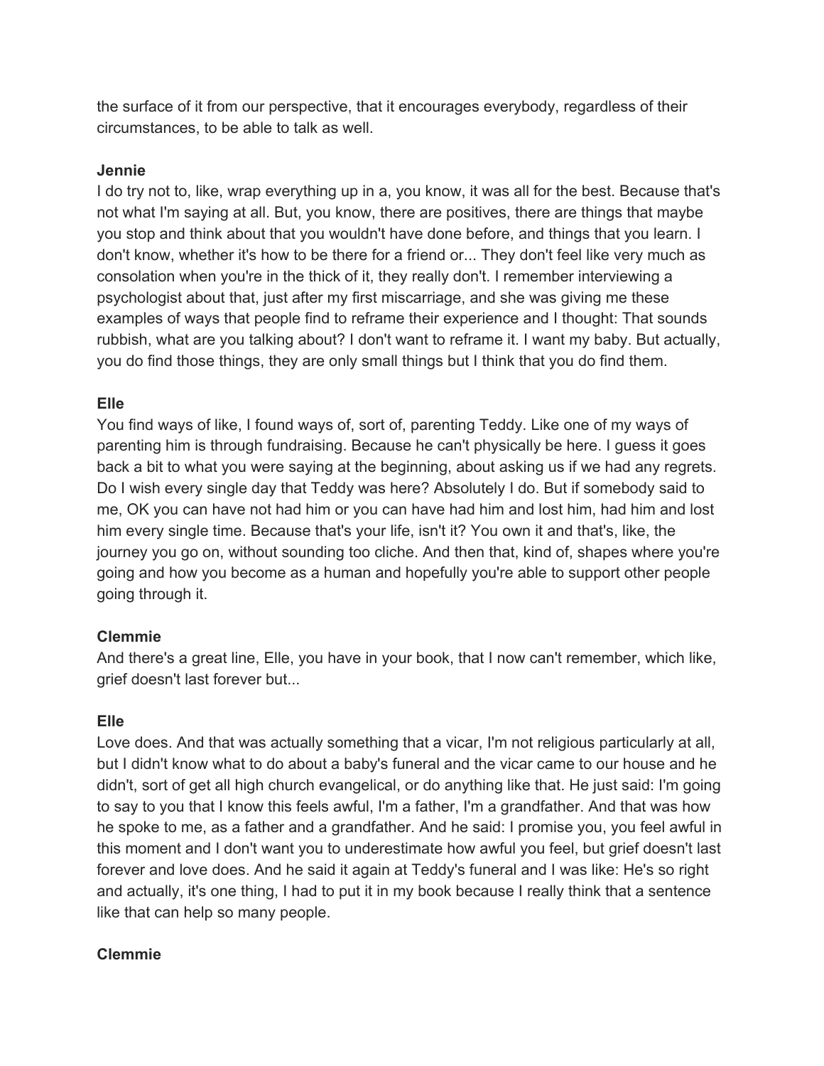the surface of it from our perspective, that it encourages everybody, regardless of their circumstances, to be able to talk as well.

**Jennie**

I do try not to, like, wrap everything up in a, you know, it was all for the best. Because that's not what I'm saying at all. But, you know, there are positives, there are things that maybe you stop and think about that you wouldn't have done before, and things that you learn. I don't know, whether it's how to be there for a friend or... They don't feel like very much as consolation when you're in the thick of it, they really don't. I remember interviewing a psychologist about that, just after my first miscarriage, and she was giving me these examples of ways that people find to reframe their experience and I thought: That sounds rubbish, what are you talking about? I don't want to reframe it. I want my baby. But actually, you do find those things, they are only small things but I think that you do find them.

**Elle**

You find ways of like, I found ways of, sort of, parenting Teddy. Like one of my ways of parenting him is through fundraising. Because he can't physically be here. I guess it goes back a bit to what you were saying at the beginning, about asking us if we had any regrets. Do I wish every single day that Teddy was here? Absolutely I do. But if somebody said to me, OK you can have not had him or you can have had him and lost him, had him and lost him every single time. Because that's your life, isn't it? You own it and that's, like, the journey you go on, without sounding too cliche. And then that, kind of, shapes where you're going and how you become as a human and hopefully you're able to support other people going through it.

**Clemmie**

And there's a great line, Elle, you have in your book, that I now can't remember, which like, grief doesn't last forever but...

**Elle**

Love does. And that was actually something that a vicar, I'm not religious particularly at all, but I didn't know what to do about a baby's funeral and the vicar came to our house and he didn't, sort of get all high church evangelical, or do anything like that. He just said: I'm going to say to you that I know this feels awful, I'm a father, I'm a grandfather. And that was how he spoke to me, as a father and a grandfather. And he said: I promise you, you feel awful in this moment and I don't want you to underestimate how awful you feel, but grief doesn't last forever and love does. And he said it again at Teddy's funeral and I was like: He's so right and actually, it's one thing, I had to put it in my book because I really think that a sentence like that can help so many people.

**Clemmie**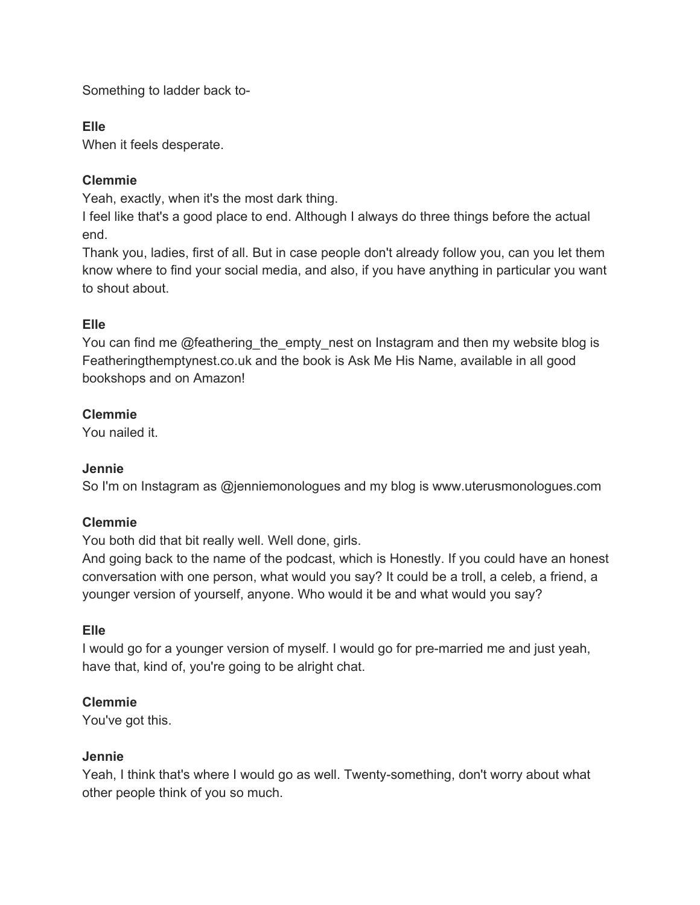Something to ladder back to-

**Elle**
When it feels desperate.

**Clemmie**
Yeah, exactly, when it's the most dark thing.
I feel like that's a good place to end. Although I always do three things before the actual end.
Thank you, ladies, first of all. But in case people don't already follow you, can you let them know where to find your social media, and also, if you have anything in particular you want to shout about.

**Elle**
You can find me @feathering_the_empty_nest on Instagram and then my website blog is Featheringthemptynest.co.uk and the book is Ask Me His Name, available in all good bookshops and on Amazon!

**Clemmie**
You nailed it.

**Jennie**
So I'm on Instagram as @jenniemonologues and my blog is www.uterusmonologues.com

**Clemmie**
You both did that bit really well. Well done, girls.
And going back to the name of the podcast, which is Honestly. If you could have an honest conversation with one person, what would you say? It could be a troll, a celeb, a friend, a younger version of yourself, anyone. Who would it be and what would you say?

**Elle**
I would go for a younger version of myself. I would go for pre-married me and just yeah, have that, kind of, you're going to be alright chat.

**Clemmie**
You've got this.

**Jennie**
Yeah, I think that's where I would go as well. Twenty-something, don't worry about what other people think of you so much.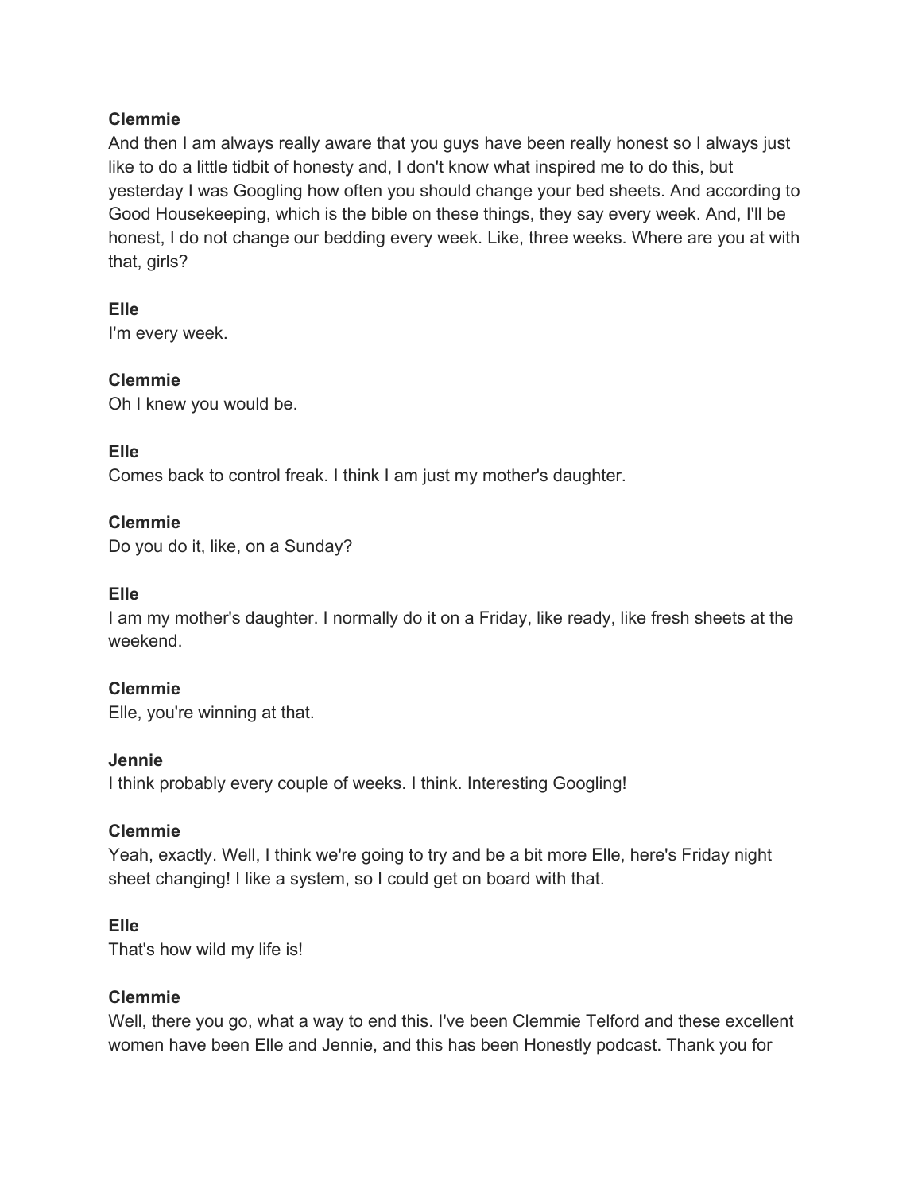**Clemmie**
And then I am always really aware that you guys have been really honest so I always just like to do a little tidbit of honesty and, I don't know what inspired me to do this, but yesterday I was Googling how often you should change your bed sheets. And according to Good Housekeeping, which is the bible on these things, they say every week. And, I'll be honest, I do not change our bedding every week. Like, three weeks. Where are you at with that, girls?

**Elle**
I'm every week.

**Clemmie**
Oh I knew you would be.

**Elle**
Comes back to control freak. I think I am just my mother's daughter.

**Clemmie**
Do you do it, like, on a Sunday?

**Elle**
I am my mother's daughter. I normally do it on a Friday, like ready, like fresh sheets at the weekend.

**Clemmie**
Elle, you're winning at that.

**Jennie**
I think probably every couple of weeks. I think. Interesting Googling!

**Clemmie**
Yeah, exactly. Well, I think we're going to try and be a bit more Elle, here's Friday night sheet changing! I like a system, so I could get on board with that.

**Elle**
That's how wild my life is!

**Clemmie**
Well, there you go, what a way to end this. I've been Clemmie Telford and these excellent women have been Elle and Jennie, and this has been Honestly podcast. Thank you for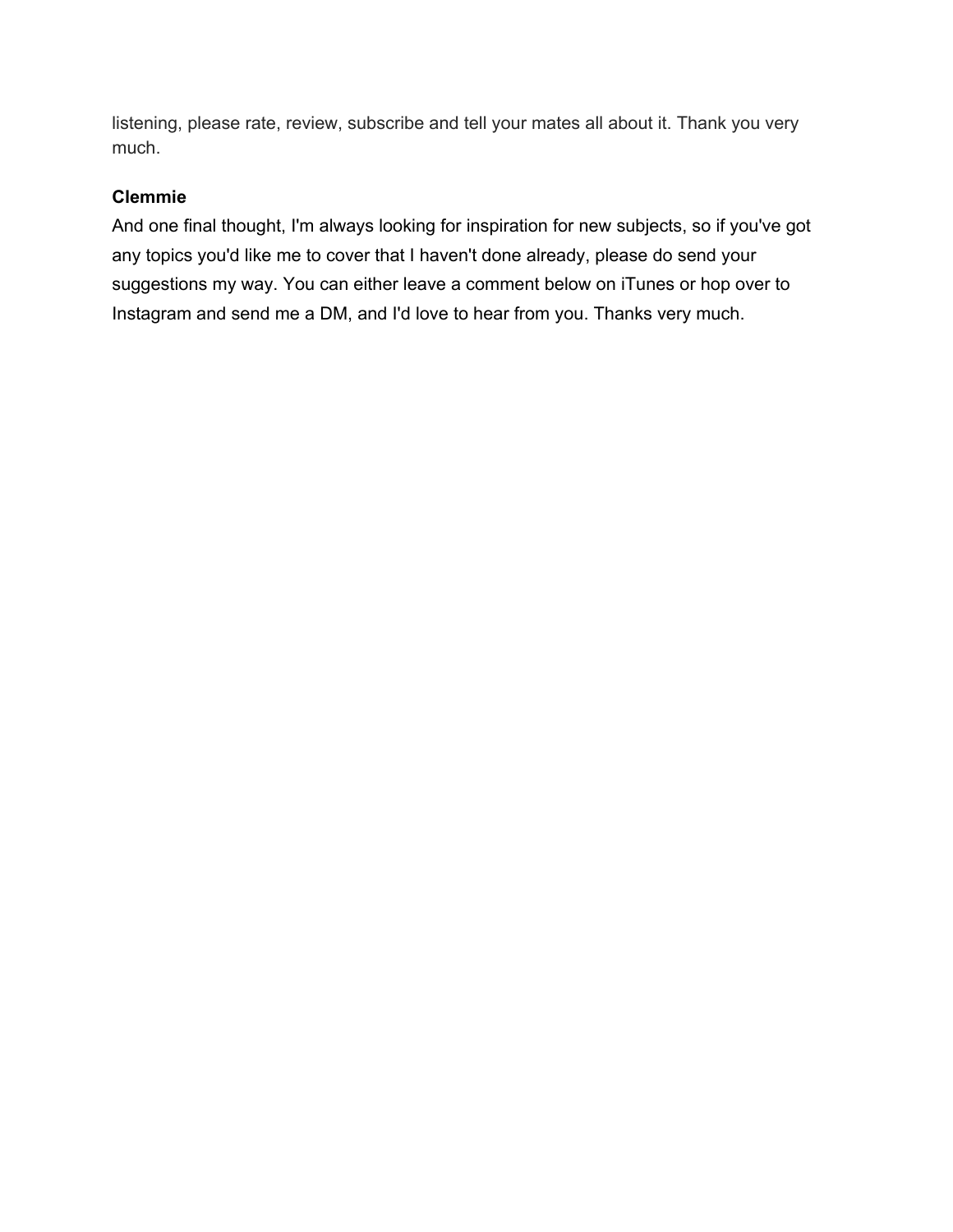listening, please rate, review, subscribe and tell your mates all about it. Thank you very much.

**Clemmie**
And one final thought, I'm always looking for inspiration for new subjects, so if you've got any topics you'd like me to cover that I haven't done already, please do send your suggestions my way. You can either leave a comment below on iTunes or hop over to Instagram and send me a DM, and I'd love to hear from you. Thanks very much.